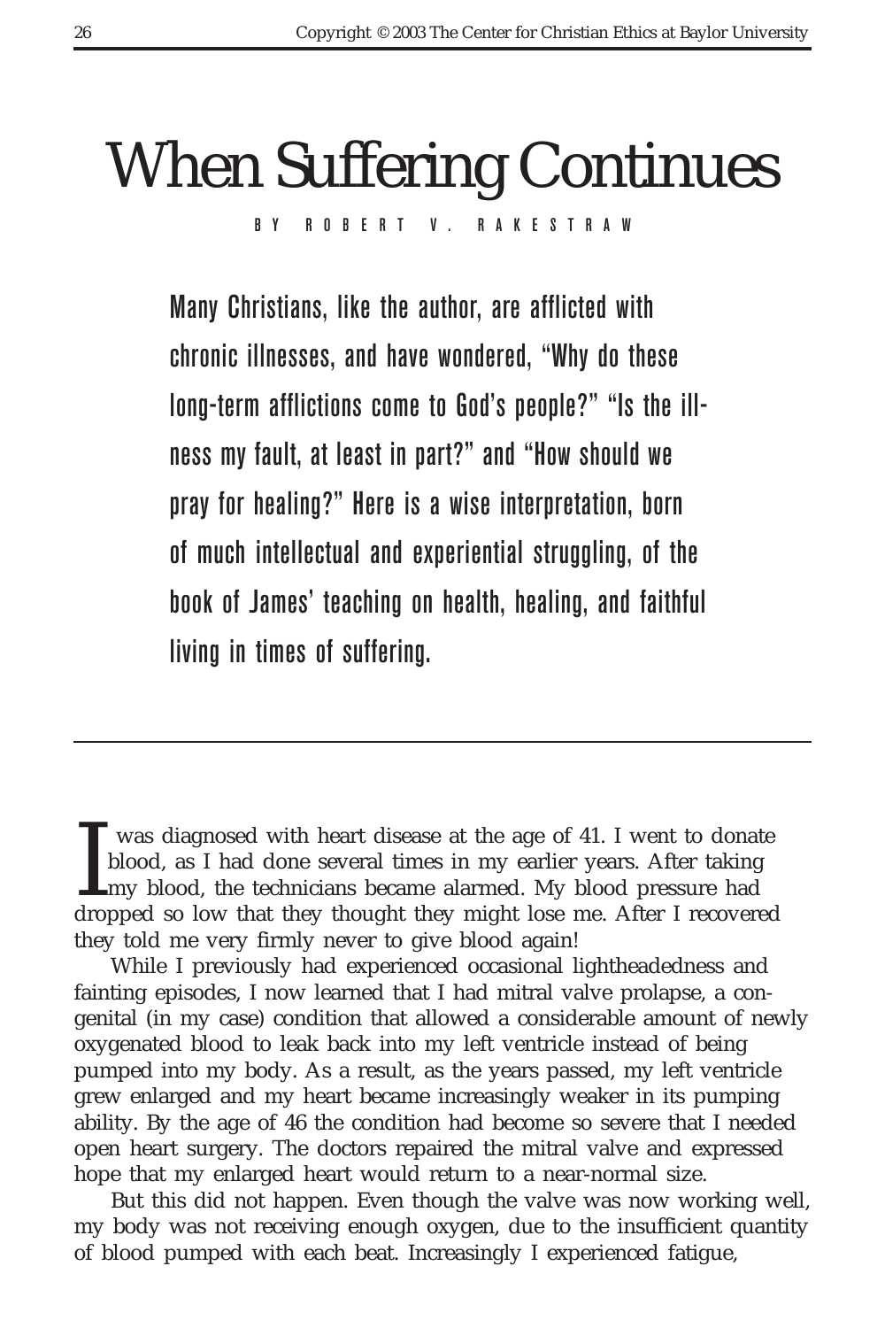# When Suffering Continues

BY ROBERT V. RAKESTRAW

Many Christians, like the author, are afflicted with chronic illnesses, and have wondered, "Why do these long-term afflictions come to God's people?" "Is the illness my fault, at least in part?" and "How should we pray for healing?" Here is a wise interpretation, born of much intellectual and experiential struggling, of the book of James' teaching on health, healing, and faithful living in times of suffering.

---

I was diagnosed with heart disease at the age of 41. I went to donate blood, as I had done several times in my earlier years. After taking my blood, the technicians became alarmed. My blood pressure had dropped so low that they thought they might lose me. After I recovered they told me very firmly never to give blood again!

While I previously had experienced occasional lightheadedness and fainting episodes, I now learned that I had mitral valve prolapse, a congenital (in my case) condition that allowed a considerable amount of newly oxygenated blood to leak back into my left ventricle instead of being pumped into my body. As a result, as the years passed, my left ventricle grew enlarged and my heart became increasingly weaker in its pumping ability. By the age of 46 the condition had become so severe that I needed open heart surgery. The doctors repaired the mitral valve and expressed hope that my enlarged heart would return to a near-normal size.

But this did not happen. Even though the valve was now working well, my body was not receiving enough oxygen, due to the insufficient quantity of blood pumped with each beat. Increasingly I experienced fatigue,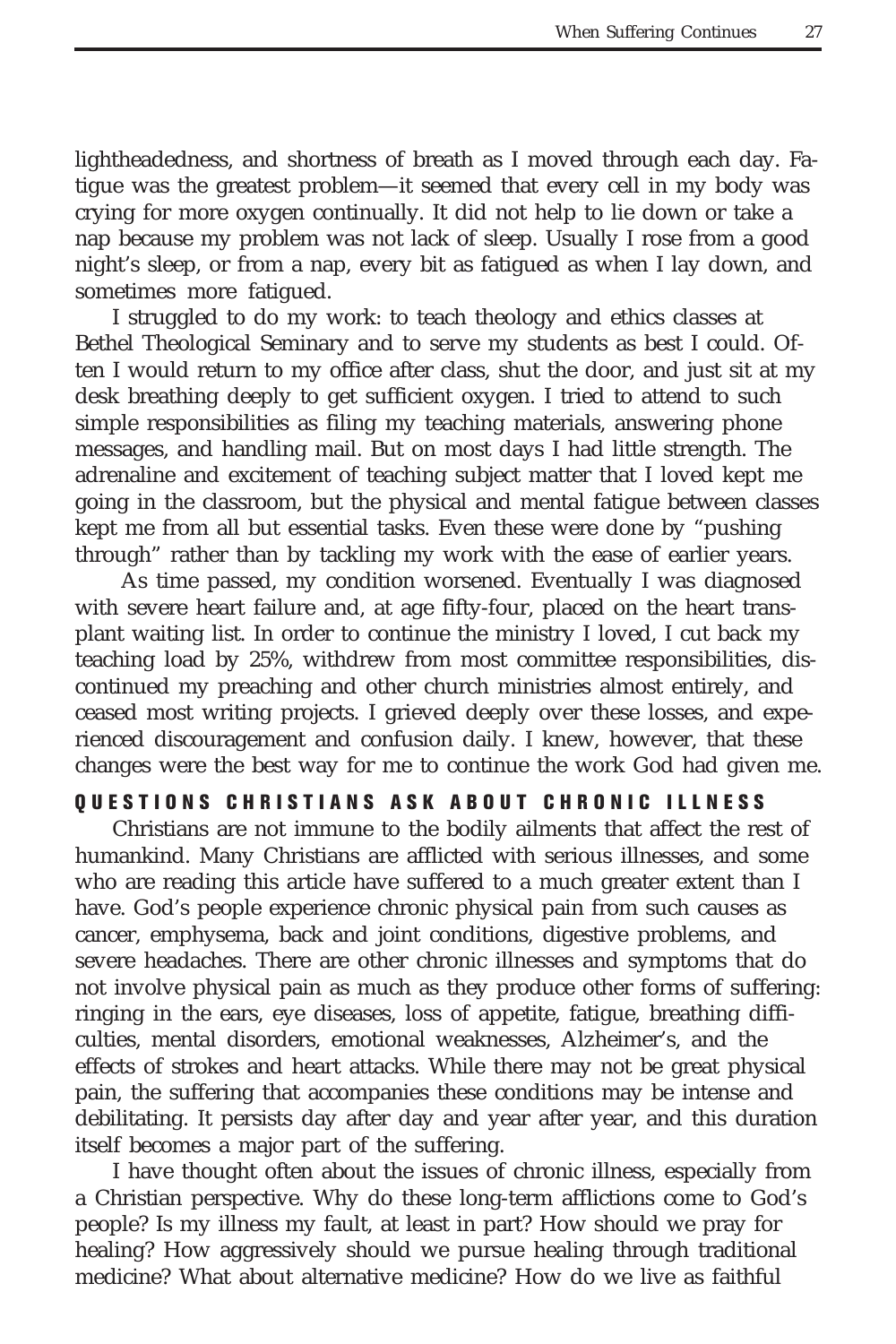lightheadedness, and shortness of breath as I moved through each day. Fatigue was the greatest problem—it seemed that every cell in my body was crying for more oxygen continually. It did not help to lie down or take a nap because my problem was not lack of sleep. Usually I rose from a good night's sleep, or from a nap, every bit as fatigued as when I lay down, and sometimes more fatigued.

I struggled to do my work: to teach theology and ethics classes at Bethel Theological Seminary and to serve my students as best I could. Often I would return to my office after class, shut the door, and just sit at my desk breathing deeply to get sufficient oxygen. I tried to attend to such simple responsibilities as filing my teaching materials, answering phone messages, and handling mail. But on most days I had little strength. The adrenaline and excitement of teaching subject matter that I loved kept me going in the classroom, but the physical and mental fatigue between classes kept me from all but essential tasks. Even these were done by "pushing through" rather than by tackling my work with the ease of earlier years.

As time passed, my condition worsened. Eventually I was diagnosed with severe heart failure and, at age fifty-four, placed on the heart transplant waiting list. In order to continue the ministry I loved, I cut back my teaching load by 25%, withdrew from most committee responsibilities, discontinued my preaching and other church ministries almost entirely, and ceased most writing projects. I grieved deeply over these losses, and experienced discouragement and confusion daily. I knew, however, that these changes were the best way for me to continue the work God had given me.

## QUESTIONS CHRISTIANS ASK ABOUT CHRONIC ILLNESS

Christians are not immune to the bodily ailments that affect the rest of humankind. Many Christians are afflicted with serious illnesses, and some who are reading this article have suffered to a much greater extent than I have. God's people experience chronic physical pain from such causes as cancer, emphysema, back and joint conditions, digestive problems, and severe headaches. There are other chronic illnesses and symptoms that do not involve physical pain as much as they produce other forms of suffering: ringing in the ears, eye diseases, loss of appetite, fatigue, breathing difficulties, mental disorders, emotional weaknesses, Alzheimer's, and the effects of strokes and heart attacks. While there may not be great physical pain, the suffering that accompanies these conditions may be intense and debilitating. It persists day after day and year after year, and this duration itself becomes a major part of the suffering.

I have thought often about the issues of chronic illness, especially from a Christian perspective. Why do these long-term afflictions come to God's people? Is my illness my fault, at least in part? How should we pray for healing? How aggressively should we pursue healing through traditional medicine? What about alternative medicine? How do we live as faithful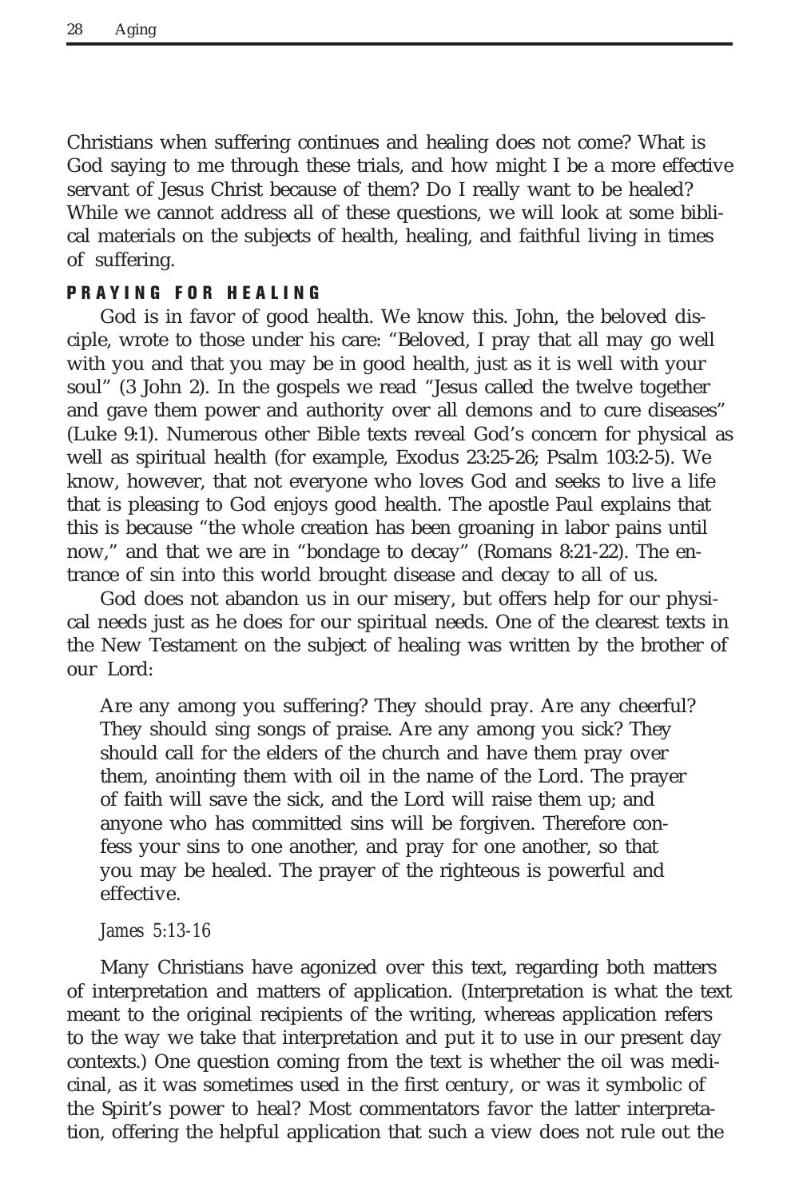Christians when suffering continues and healing does not come? What is God saying to me through these trials, and how might I be a more effective servant of Jesus Christ because of them? Do I really want to be healed? While we cannot address all of these questions, we will look at some biblical materials on the subjects of health, healing, and faithful living in times of suffering.

## PRAYING FOR HEALING

God is in favor of good health. We know this. John, the beloved disciple, wrote to those under his care: "Beloved, I pray that all may go well with you and that you may be in good health, just as it is well with your soul" (3 John 2). In the gospels we read "Jesus called the twelve together and gave them power and authority over all demons and to cure diseases" (Luke 9:1). Numerous other Bible texts reveal God's concern for physical as well as spiritual health (for example, Exodus 23:25-26; Psalm 103:2-5). We know, however, that not everyone who loves God and seeks to live a life that is pleasing to God enjoys good health. The apostle Paul explains that this is because "the whole creation has been groaning in labor pains until now," and that we are in "bondage to decay" (Romans 8:21-22). The entrance of sin into this world brought disease and decay to all of us.

God does not abandon us in our misery, but offers help for our physical needs just as he does for our spiritual needs. One of the clearest texts in the New Testament on the subject of healing was written by the brother of our Lord:

> Are any among you suffering? They should pray. Are any cheerful? They should sing songs of praise. Are any among you sick? They should call for the elders of the church and have them pray over them, anointing them with oil in the name of the Lord. The prayer of faith will save the sick, and the Lord will raise them up; and anyone who has committed sins will be forgiven. Therefore confess your sins to one another, and pray for one another, so that you may be healed. The prayer of the righteous is powerful and effective.
>
> *James 5:13-16*

Many Christians have agonized over this text, regarding both matters of interpretation and matters of application. (Interpretation is what the text meant to the original recipients of the writing, whereas application refers to the way we take that interpretation and put it to use in our present day contexts.) One question coming from the text is whether the oil was medicinal, as it was sometimes used in the first century, or was it symbolic of the Spirit's power to heal? Most commentators favor the latter interpretation, offering the helpful application that such a view does not rule out the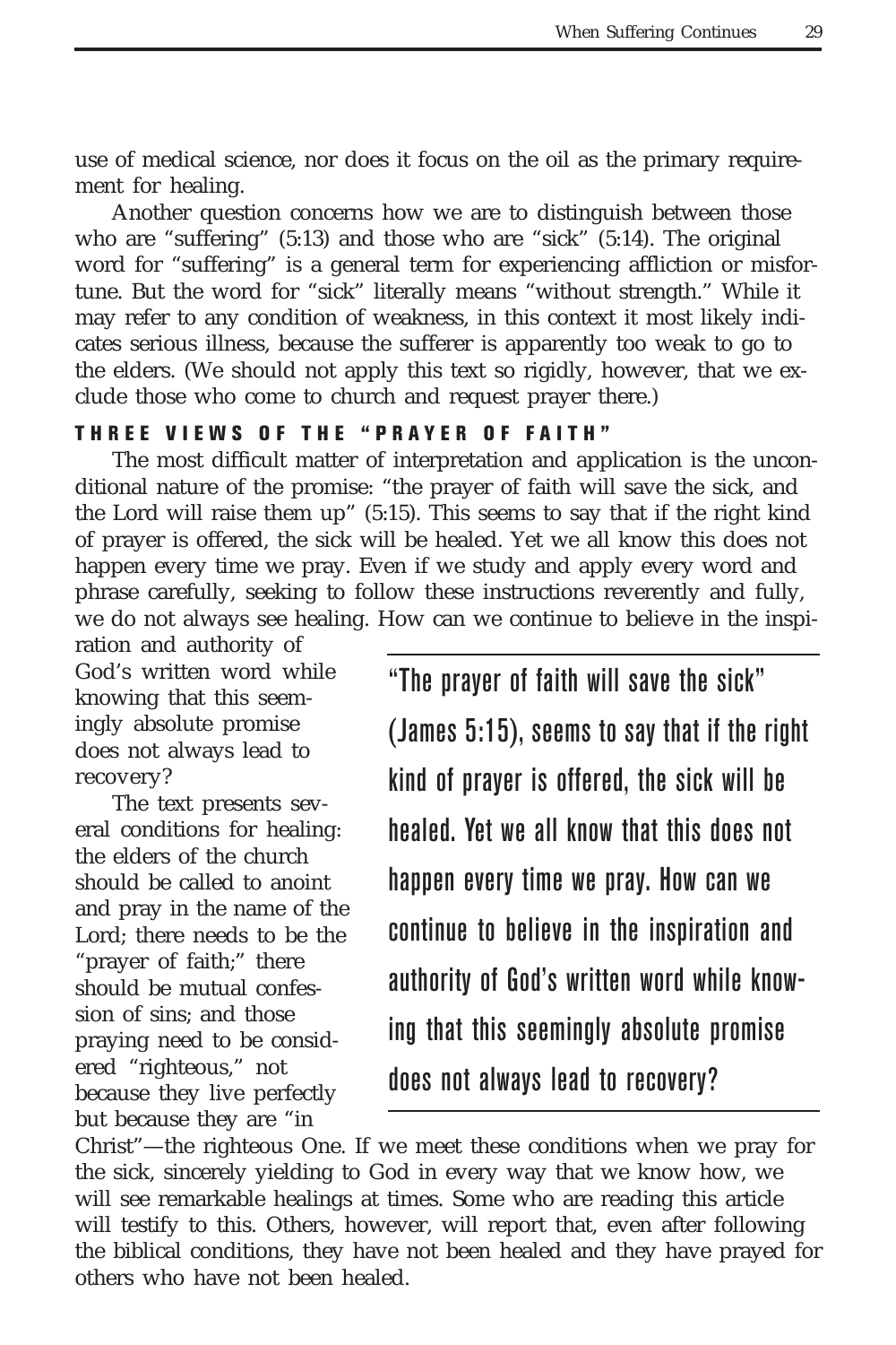use of medical science, nor does it focus on the oil as the primary requirement for healing.

Another question concerns how we are to distinguish between those who are "suffering" (5:13) and those who are "sick" (5:14). The original word for "suffering" is a general term for experiencing affliction or misfortune. But the word for "sick" literally means "without strength." While it may refer to any condition of weakness, in this context it most likely indicates serious illness, because the sufferer is apparently too weak to go to the elders. (We should not apply this text so rigidly, however, that we exclude those who come to church and request prayer there.)

### THREE VIEWS OF THE "PRAYER OF FAITH"

The most difficult matter of interpretation and application is the unconditional nature of the promise: "the prayer of faith will save the sick, and the Lord will raise them up" (5:15). This seems to say that if the right kind of prayer is offered, the sick will be healed. Yet we all know this does not happen every time we pray. Even if we study and apply every word and phrase carefully, seeking to follow these instructions reverently and fully, we do not always see healing. How can we continue to believe in the inspiration and authority of God's written word while knowing that this seemingly absolute promise does not always lead to recovery?

> "The prayer of faith will save the sick" (James 5:15), seems to say that if the right kind of prayer is offered, the sick will be healed. Yet we all know that this does not happen every time we pray. How can we continue to believe in the inspiration and authority of God's written word while knowing that this seemingly absolute promise does not always lead to recovery?

The text presents several conditions for healing: the elders of the church should be called to anoint and pray in the name of the Lord; there needs to be the "prayer of faith;" there should be mutual confession of sins; and those praying need to be considered "righteous," not because they live perfectly but because they are "in Christ"—the righteous One. If we meet these conditions when we pray for the sick, sincerely yielding to God in every way that we know how, we will see remarkable healings at times. Some who are reading this article will testify to this. Others, however, will report that, even after following the biblical conditions, they have not been healed and they have prayed for others who have not been healed.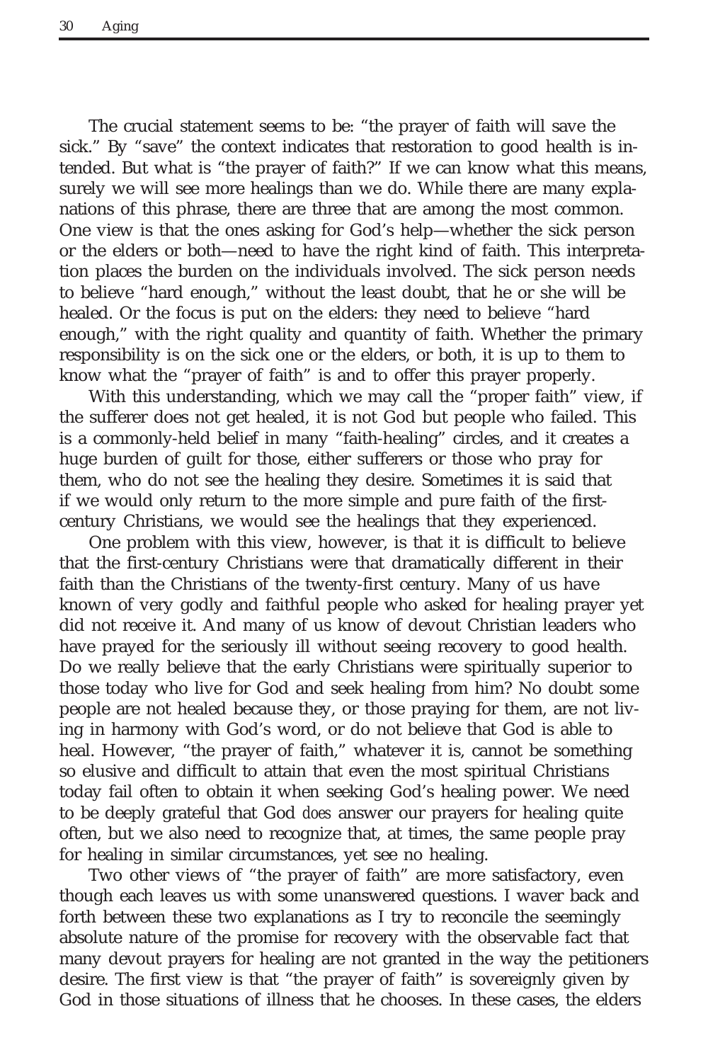The crucial statement seems to be: "the prayer of faith will save the sick." By "save" the context indicates that restoration to good health is intended. But what is "the prayer of faith?" If we can know what this means, surely we will see more healings than we do. While there are many explanations of this phrase, there are three that are among the most common. One view is that the ones asking for God's help—whether the sick person or the elders or both—need to have the right kind of faith. This interpretation places the burden on the individuals involved. The sick person needs to believe "hard enough," without the least doubt, that he or she will be healed. Or the focus is put on the elders: they need to believe "hard enough," with the right quality and quantity of faith. Whether the primary responsibility is on the sick one or the elders, or both, it is up to them to know what the "prayer of faith" is and to offer this prayer properly.

With this understanding, which we may call the "proper faith" view, if the sufferer does not get healed, it is not God but people who failed. This is a commonly-held belief in many "faith-healing" circles, and it creates a huge burden of guilt for those, either sufferers or those who pray for them, who do not see the healing they desire. Sometimes it is said that if we would only return to the more simple and pure faith of the first-century Christians, we would see the healings that they experienced.

One problem with this view, however, is that it is difficult to believe that the first-century Christians were that dramatically different in their faith than the Christians of the twenty-first century. Many of us have known of very godly and faithful people who asked for healing prayer yet did not receive it. And many of us know of devout Christian leaders who have prayed for the seriously ill without seeing recovery to good health. Do we really believe that the early Christians were spiritually superior to those today who live for God and seek healing from him? No doubt some people are not healed because they, or those praying for them, are not living in harmony with God's word, or do not believe that God is able to heal. However, "the prayer of faith," whatever it is, cannot be something so elusive and difficult to attain that even the most spiritual Christians today fail often to obtain it when seeking God's healing power. We need to be deeply grateful that God *does* answer our prayers for healing quite often, but we also need to recognize that, at times, the same people pray for healing in similar circumstances, yet see no healing.

Two other views of "the prayer of faith" are more satisfactory, even though each leaves us with some unanswered questions. I waver back and forth between these two explanations as I try to reconcile the seemingly absolute nature of the promise for recovery with the observable fact that many devout prayers for healing are not granted in the way the petitioners desire. The first view is that "the prayer of faith" is sovereignly given by God in those situations of illness that he chooses. In these cases, the elders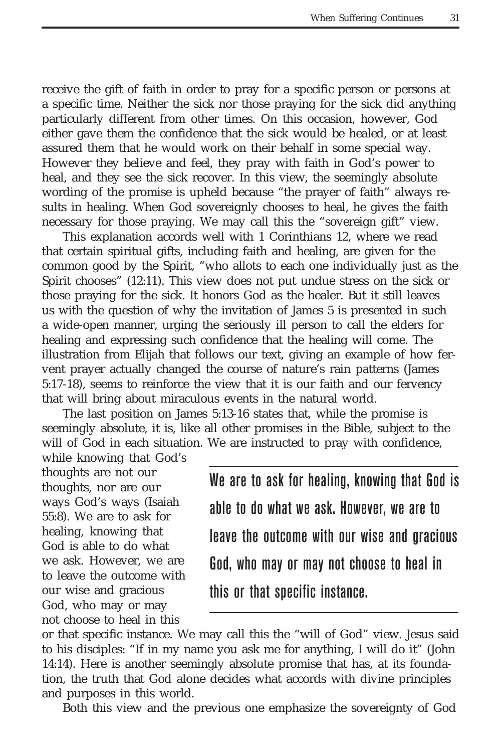receive the gift of faith in order to pray for a specific person or persons at a specific time. Neither the sick nor those praying for the sick did anything particularly different from other times. On this occasion, however, God either gave them the confidence that the sick would be healed, or at least assured them that he would work on their behalf in some special way. However they believe and feel, they pray with faith in God's power to heal, and they see the sick recover. In this view, the seemingly absolute wording of the promise is upheld because "the prayer of faith" always results in healing. When God sovereignly chooses to heal, he gives the faith necessary for those praying. We may call this the "sovereign gift" view.

This explanation accords well with 1 Corinthians 12, where we read that certain spiritual gifts, including faith and healing, are given for the common good by the Spirit, "who allots to each one individually just as the Spirit chooses" (12:11). This view does not put undue stress on the sick or those praying for the sick. It honors God as the healer. But it still leaves us with the question of why the invitation of James 5 is presented in such a wide-open manner, urging the seriously ill person to call the elders for healing and expressing such confidence that the healing will come. The illustration from Elijah that follows our text, giving an example of how fervent prayer actually changed the course of nature's rain patterns (James 5:17-18), seems to reinforce the view that it is our faith and our fervency that will bring about miraculous events in the natural world.

The last position on James 5:13-16 states that, while the promise is seemingly absolute, it is, like all other promises in the Bible, subject to the will of God in each situation. We are instructed to pray with confidence, while knowing that God's thoughts are not our thoughts, nor are our ways God's ways (Isaiah 55:8). We are to ask for healing, knowing that God is able to do what we ask. However, we are to leave the outcome with our wise and gracious God, who may or may not choose to heal in this or that specific instance. We may call this the "will of God" view. Jesus said to his disciples: "If in my name you ask me for anything, I will do it" (John 14:14). Here is another seemingly absolute promise that has, at its foundation, the truth that God alone decides what accords with divine principles and purposes in this world.

> We are to ask for healing, knowing that God is able to do what we ask. However, we are to leave the outcome with our wise and gracious God, who may or may not choose to heal in this or that specific instance.

Both this view and the previous one emphasize the sovereignty of God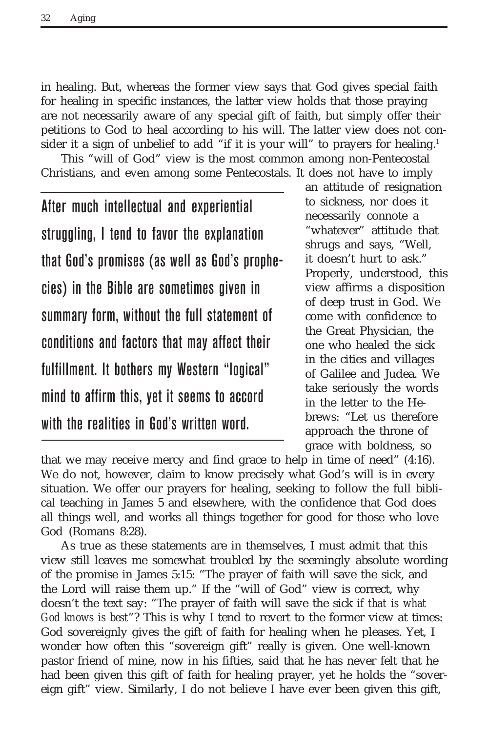in healing. But, whereas the former view says that God gives special faith for healing in specific instances, the latter view holds that those praying are not necessarily aware of any special gift of faith, but simply offer their petitions to God to heal according to his will. The latter view does not consider it a sign of unbelief to add "if it is your will" to prayers for healing.[1]

This "will of God" view is the most common among non-Pentecostal Christians, and even among some Pentecostals. It does not have to imply an attitude of resignation to sickness, nor does it necessarily connote a "whatever" attitude that shrugs and says, "Well, it doesn't hurt to ask." Properly, understood, this view affirms a disposition of deep trust in God. We come with confidence to the Great Physician, the one who healed the sick in the cities and villages of Galilee and Judea. We take seriously the words in the letter to the Hebrews: "Let us therefore approach the throne of grace with boldness, so that we may receive mercy and find grace to help in time of need" (4:16). We do not, however, claim to know precisely what God's will is in every situation. We offer our prayers for healing, seeking to follow the full biblical teaching in James 5 and elsewhere, with the confidence that God does all things well, and works all things together for good for those who love God (Romans 8:28).

> After much intellectual and experiential struggling, I tend to favor the explanation that God's promises (as well as God's prophecies) in the Bible are sometimes given in summary form, without the full statement of conditions and factors that may affect their fulfillment. It bothers my Western "logical" mind to affirm this, yet it seems to accord with the realities in God's written word.

As true as these statements are in themselves, I must admit that this view still leaves me somewhat troubled by the seemingly absolute wording of the promise in James 5:15: "The prayer of faith will save the sick, and the Lord will raise them up." If the "will of God" view is correct, why doesn't the text say: "The prayer of faith will save the sick *if that is what God knows is best*"? This is why I tend to revert to the former view at times: God sovereignly gives the gift of faith for healing when he pleases. Yet, I wonder how often this "sovereign gift" really is given. One well-known pastor friend of mine, now in his fifties, said that he has never felt that he had been given this gift of faith for healing prayer, yet he holds the "sovereign gift" view. Similarly, I do not believe I have ever been given this gift,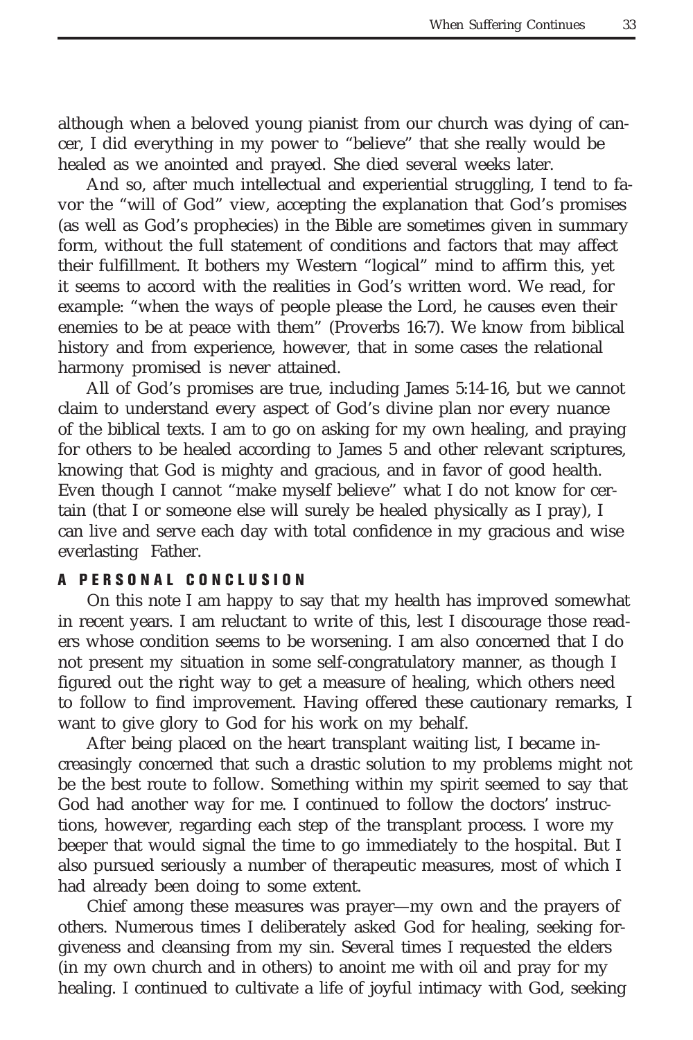although when a beloved young pianist from our church was dying of cancer, I did everything in my power to "believe" that she really would be healed as we anointed and prayed. She died several weeks later.

And so, after much intellectual and experiential struggling, I tend to favor the "will of God" view, accepting the explanation that God's promises (as well as God's prophecies) in the Bible are sometimes given in summary form, without the full statement of conditions and factors that may affect their fulfillment. It bothers my Western "logical" mind to affirm this, yet it seems to accord with the realities in God's written word. We read, for example: "when the ways of people please the Lord, he causes even their enemies to be at peace with them" (Proverbs 16:7). We know from biblical history and from experience, however, that in some cases the relational harmony promised is never attained.

All of God's promises are true, including James 5:14-16, but we cannot claim to understand every aspect of God's divine plan nor every nuance of the biblical texts. I am to go on asking for my own healing, and praying for others to be healed according to James 5 and other relevant scriptures, knowing that God is mighty and gracious, and in favor of good health. Even though I cannot "make myself believe" what I do not know for certain (that I or someone else will surely be healed physically as I pray), I can live and serve each day with total confidence in my gracious and wise everlasting Father.

## A PERSONAL CONCLUSION

On this note I am happy to say that my health has improved somewhat in recent years. I am reluctant to write of this, lest I discourage those readers whose condition seems to be worsening. I am also concerned that I do not present my situation in some self-congratulatory manner, as though I figured out the right way to get a measure of healing, which others need to follow to find improvement. Having offered these cautionary remarks, I want to give glory to God for his work on my behalf.

After being placed on the heart transplant waiting list, I became increasingly concerned that such a drastic solution to my problems might not be the best route to follow. Something within my spirit seemed to say that God had another way for me. I continued to follow the doctors' instructions, however, regarding each step of the transplant process. I wore my beeper that would signal the time to go immediately to the hospital. But I also pursued seriously a number of therapeutic measures, most of which I had already been doing to some extent.

Chief among these measures was prayer—my own and the prayers of others. Numerous times I deliberately asked God for healing, seeking forgiveness and cleansing from my sin. Several times I requested the elders (in my own church and in others) to anoint me with oil and pray for my healing. I continued to cultivate a life of joyful intimacy with God, seeking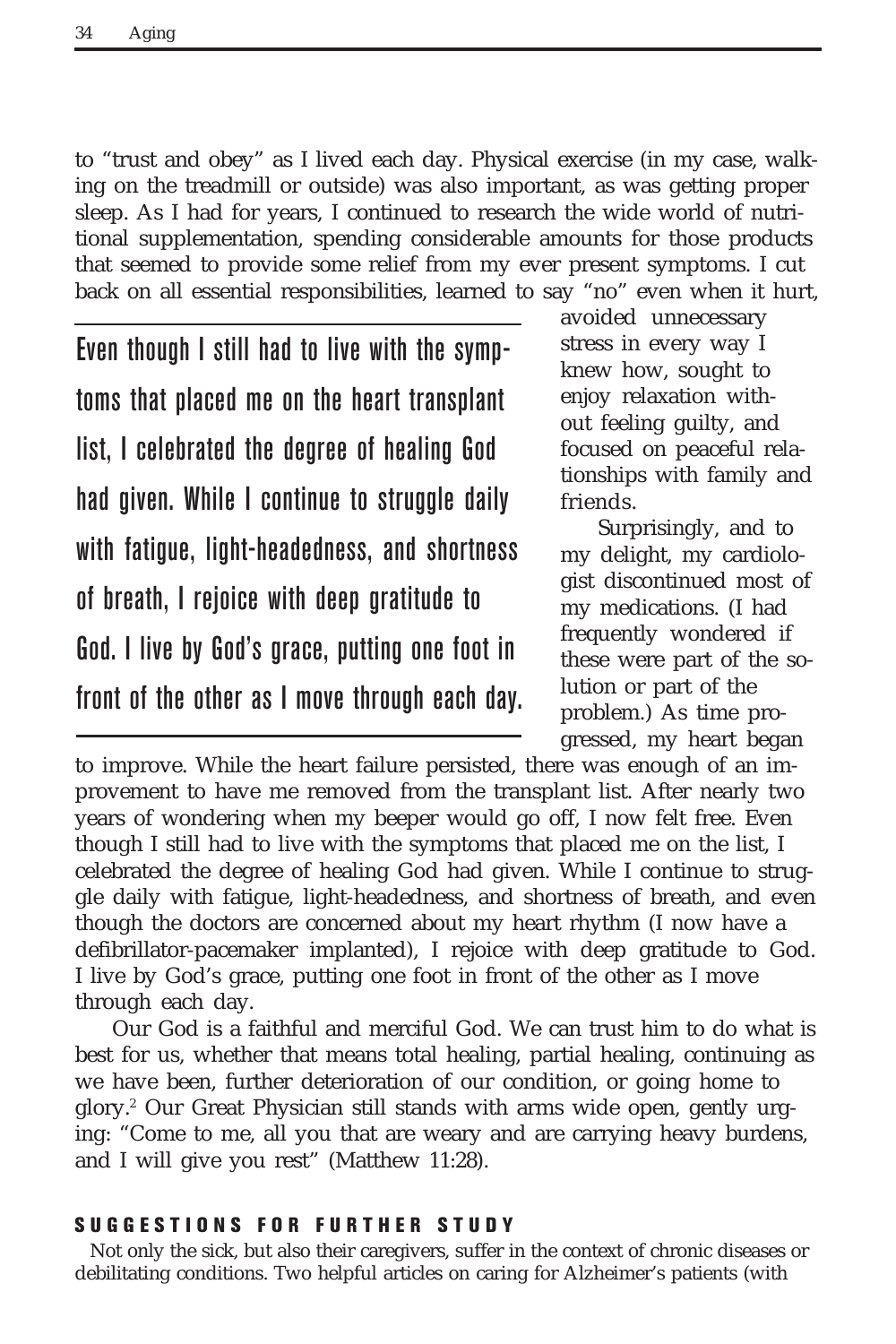to "trust and obey" as I lived each day. Physical exercise (in my case, walking on the treadmill or outside) was also important, as was getting proper sleep. As I had for years, I continued to research the wide world of nutritional supplementation, spending considerable amounts for those products that seemed to provide some relief from my ever present symptoms. I cut back on all essential responsibilities, learned to say "no" even when it hurt, avoided unnecessary stress in every way I knew how, sought to enjoy relaxation without feeling guilty, and focused on peaceful relationships with family and friends.

> Even though I still had to live with the symptoms that placed me on the heart transplant list, I celebrated the degree of healing God had given. While I continue to struggle daily with fatigue, light-headedness, and shortness of breath, I rejoice with deep gratitude to God. I live by God's grace, putting one foot in front of the other as I move through each day.

Surprisingly, and to my delight, my cardiologist discontinued most of my medications. (I had frequently wondered if these were part of the solution or part of the problem.) As time progressed, my heart began to improve. While the heart failure persisted, there was enough of an improvement to have me removed from the transplant list. After nearly two years of wondering when my beeper would go off, I now felt free. Even though I still had to live with the symptoms that placed me on the list, I celebrated the degree of healing God had given. While I continue to struggle daily with fatigue, light-headedness, and shortness of breath, and even though the doctors are concerned about my heart rhythm (I now have a defibrillator-pacemaker implanted), I rejoice with deep gratitude to God. I live by God's grace, putting one foot in front of the other as I move through each day.

Our God is a faithful and merciful God. We can trust him to do what is best for us, whether that means total healing, partial healing, continuing as we have been, further deterioration of our condition, or going home to glory.[2] Our Great Physician still stands with arms wide open, gently urging: "Come to me, all you that are weary and are carrying heavy burdens, and I will give you rest" (Matthew 11:28).

#### SUGGESTIONS FOR FURTHER STUDY

Not only the sick, but also their caregivers, suffer in the context of chronic diseases or debilitating conditions. Two helpful articles on caring for Alzheimer's patients (with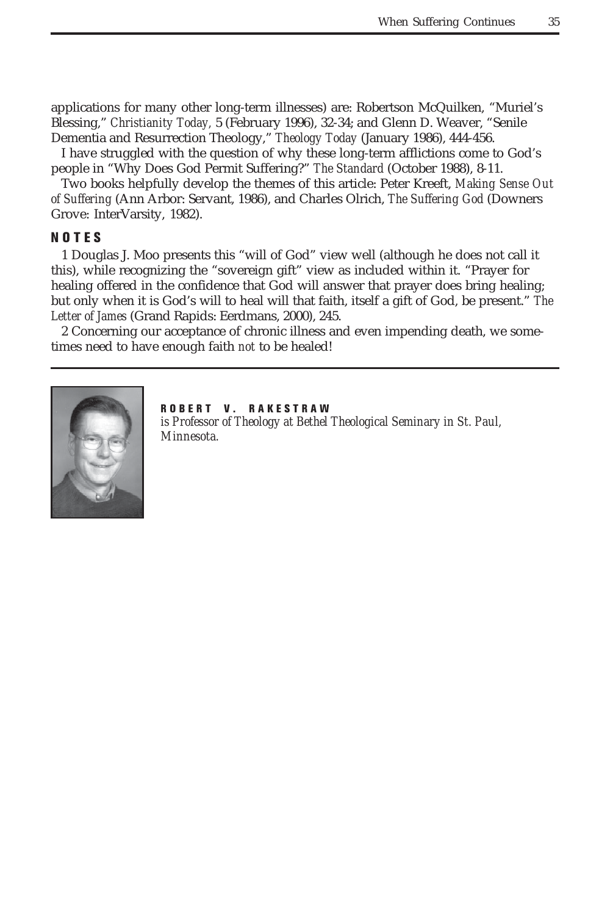applications for many other long-term illnesses) are: Robertson McQuilken, "Muriel's Blessing," *Christianity Today,* 5 (February 1996), 32-34; and Glenn D. Weaver, "Senile Dementia and Resurrection Theology," *Theology Today* (January 1986), 444-456.

I have struggled with the question of why these long-term afflictions come to God's people in "Why Does God Permit Suffering?" *The Standard* (October 1988), 8-11.

Two books helpfully develop the themes of this article: Peter Kreeft, *Making Sense Out of Suffering* (Ann Arbor: Servant, 1986), and Charles Olrich, *The Suffering God* (Downers Grove: InterVarsity, 1982).

## NOTES

1 Douglas J. Moo presents this "will of God" view well (although he does not call it this), while recognizing the "sovereign gift" view as included within it. "Prayer for healing offered in the confidence that God will answer that prayer does bring healing; but only when it is God's will to heal will that faith, itself a gift of God, be present." *The Letter of James* (Grand Rapids: Eerdmans, 2000), 245.

2 Concerning our acceptance of chronic illness and even impending death, we sometimes need to have enough faith *not* to be healed!

**ROBERT V. RAKESTRAW**
*is Professor of Theology at Bethel Theological Seminary in St. Paul, Minnesota.*